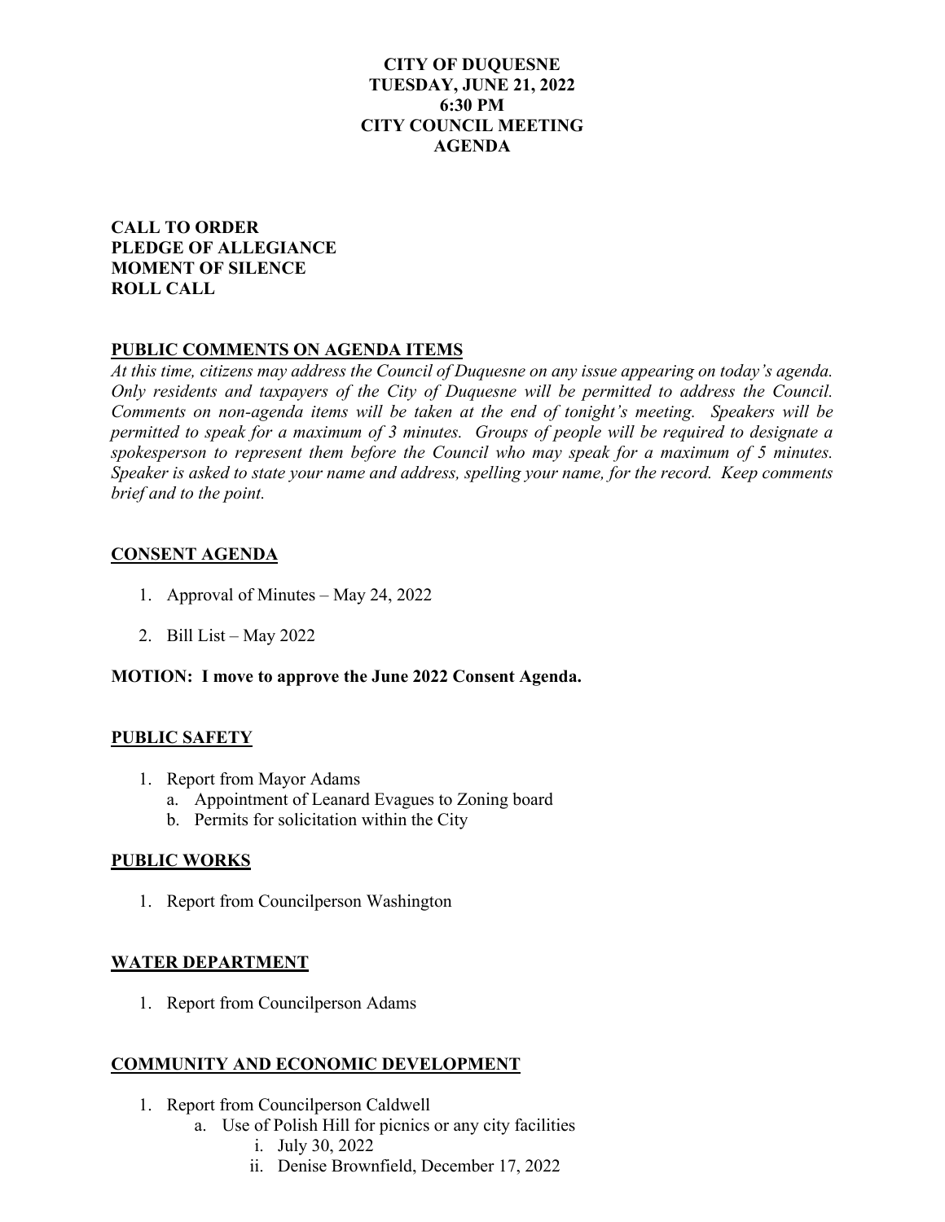**CITY OF DUQUESNE**
**TUESDAY, JUNE 21, 2022**
**6:30 PM**
**CITY COUNCIL MEETING**
**AGENDA**

**CALL TO ORDER**
**PLEDGE OF ALLEGIANCE**
**MOMENT OF SILENCE**
**ROLL CALL**

## PUBLIC COMMENTS ON AGENDA ITEMS

*At this time, citizens may address the Council of Duquesne on any issue appearing on today's agenda. Only residents and taxpayers of the City of Duquesne will be permitted to address the Council. Comments on non-agenda items will be taken at the end of tonight's meeting. Speakers will be permitted to speak for a maximum of 3 minutes. Groups of people will be required to designate a spokesperson to represent them before the Council who may speak for a maximum of 5 minutes. Speaker is asked to state your name and address, spelling your name, for the record. Keep comments brief and to the point.*

## CONSENT AGENDA

1. Approval of Minutes – May 24, 2022
2. Bill List – May 2022

**MOTION: I move to approve the June 2022 Consent Agenda.**

## PUBLIC SAFETY

1. Report from Mayor Adams
   a. Appointment of Leanard Evagues to Zoning board
   b. Permits for solicitation within the City

## PUBLIC WORKS

1. Report from Councilperson Washington

## WATER DEPARTMENT

1. Report from Councilperson Adams

## COMMUNITY AND ECONOMIC DEVELOPMENT

1. Report from Councilperson Caldwell
   a. Use of Polish Hill for picnics or any city facilities
      i. July 30, 2022
      ii. Denise Brownfield, December 17, 2022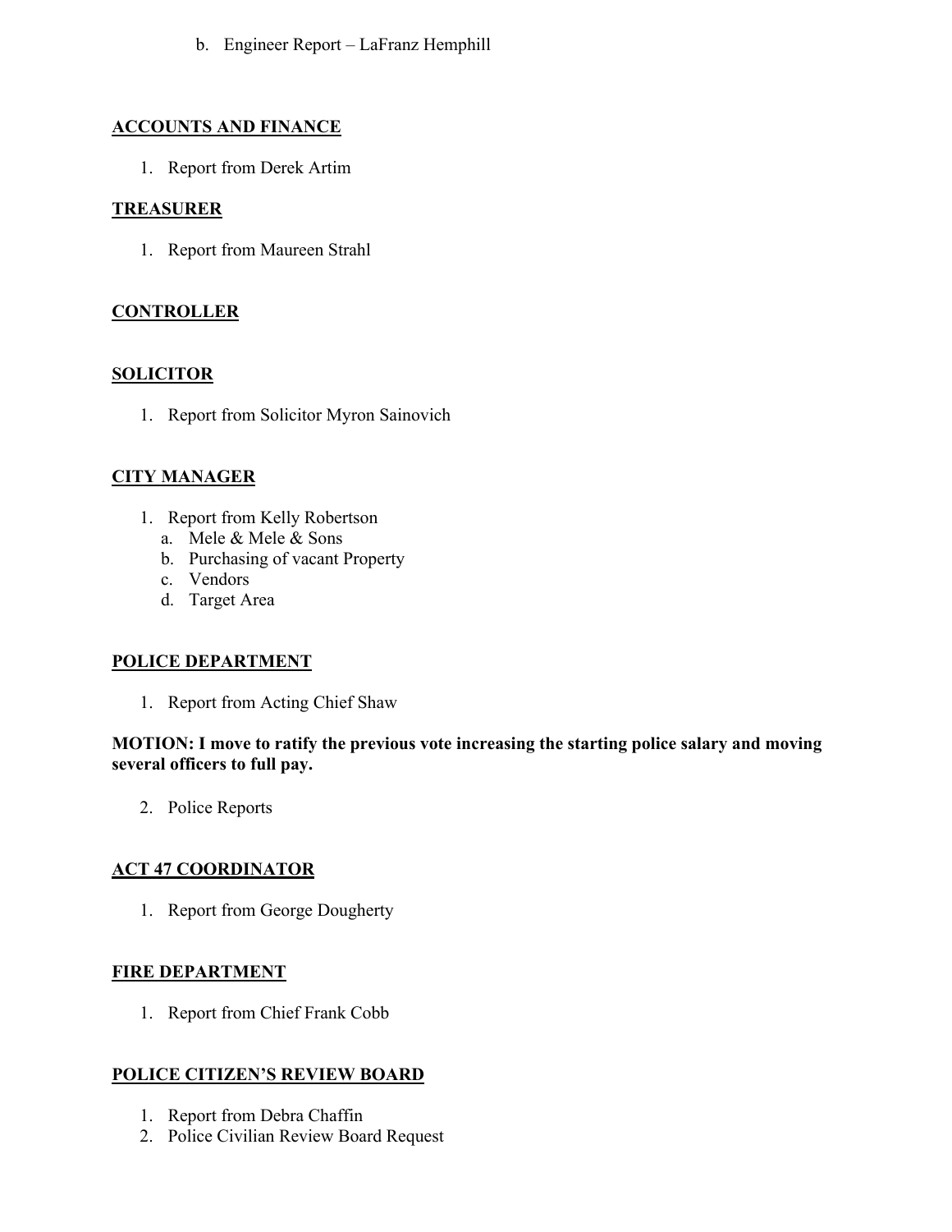b. Engineer Report – LaFranz Hemphill

## ACCOUNTS AND FINANCE

1. Report from Derek Artim

## TREASURER

1. Report from Maureen Strahl

## CONTROLLER

## SOLICITOR

1. Report from Solicitor Myron Sainovich

## CITY MANAGER

1. Report from Kelly Robertson
   a. Mele & Mele & Sons
   b. Purchasing of vacant Property
   c. Vendors
   d. Target Area

## POLICE DEPARTMENT

1. Report from Acting Chief Shaw

**MOTION: I move to ratify the previous vote increasing the starting police salary and moving several officers to full pay.**

2. Police Reports

## ACT 47 COORDINATOR

1. Report from George Dougherty

## FIRE DEPARTMENT

1. Report from Chief Frank Cobb

## POLICE CITIZEN'S REVIEW BOARD

1. Report from Debra Chaffin
2. Police Civilian Review Board Request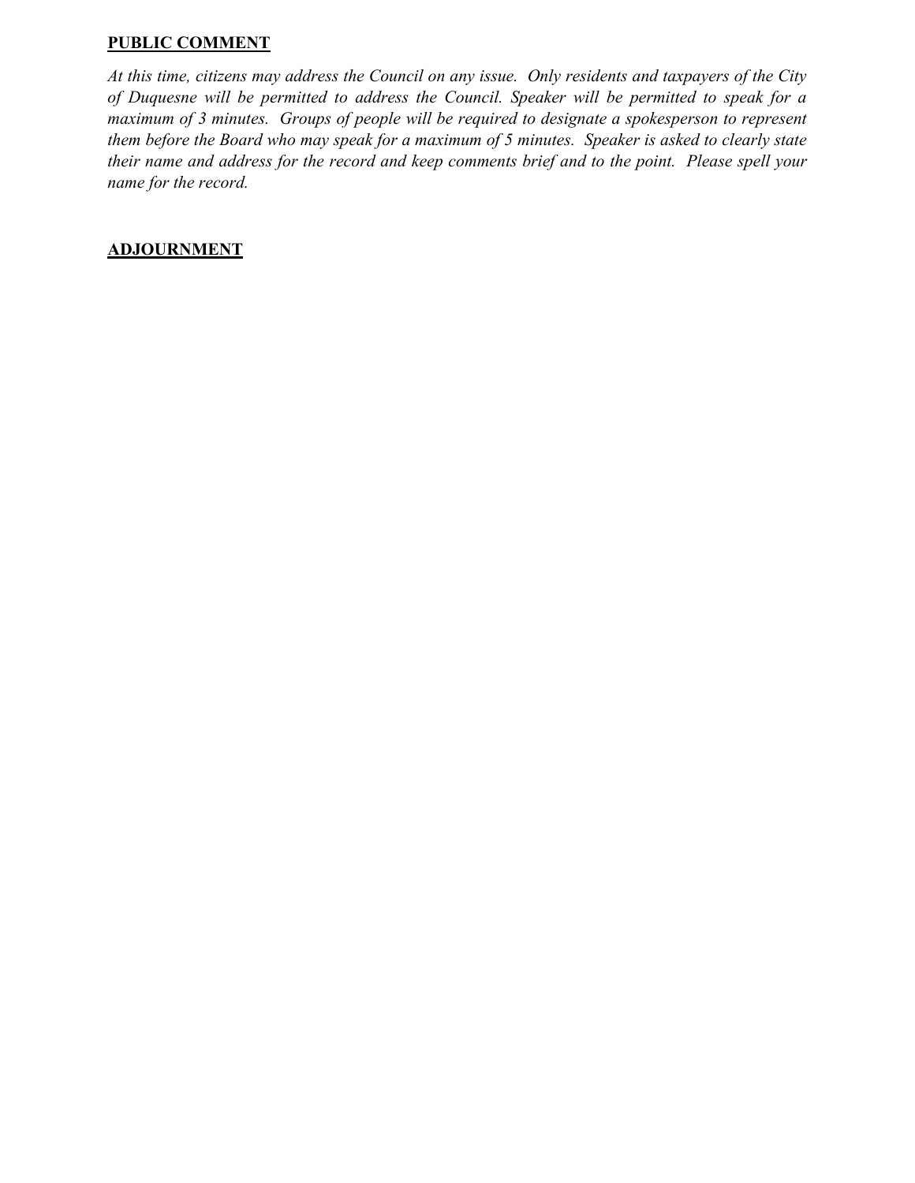**PUBLIC COMMENT**

*At this time, citizens may address the Council on any issue. Only residents and taxpayers of the City of Duquesne will be permitted to address the Council. Speaker will be permitted to speak for a maximum of 3 minutes. Groups of people will be required to designate a spokesperson to represent them before the Board who may speak for a maximum of 5 minutes. Speaker is asked to clearly state their name and address for the record and keep comments brief and to the point. Please spell your name for the record.*

**ADJOURNMENT**